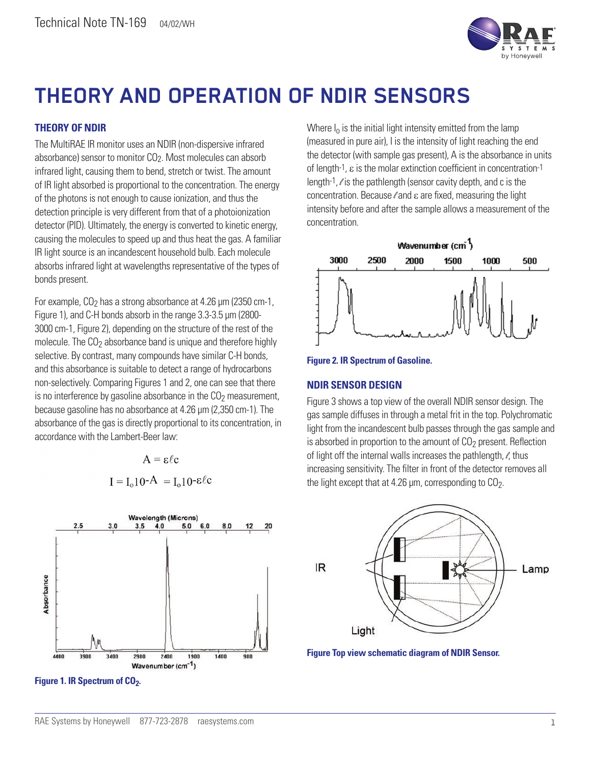# THEORY AND OPERATION OF NDIR SENSORS

## THEORY OF NDIR

The MultiRAE IR monitor uses an NDIR (non-dispersive infrared absorbance) sensor to monitor $CO_2$. Most molecules can absorb infrared light, causing them to bend, stretch or twist. The amount of IR light absorbed is proportional to the concentration. The energy of the photons is not enough to cause ionization, and thus the detection principle is very different from that of a photoionization detector (PID). Ultimately, the energy is converted to kinetic energy, causing the molecules to speed up and thus heat the gas. A familiar IR light source is an incandescent household bulb. Each molecule absorbs infrared light at wavelengths representative of the types of bonds present.

For example, $CO_2$ has a strong absorbance at 4.26 µm (2350 cm-1, Figure 1), and C-H bonds absorb in the range 3.3-3.5 µm (2800-3000 cm-1, Figure 2), depending on the structure of the rest of the molecule. The $CO_2$ absorbance band is unique and therefore highly selective. By contrast, many compounds have similar C-H bonds, and this absorbance is suitable to detect a range of hydrocarbons non-selectively. Comparing Figures 1 and 2, one can see that there is no interference by gasoline absorbance in the $CO_2$ measurement, because gasoline has no absorbance at 4.26 µm (2,350 cm-1). The absorbance of the gas is directly proportional to its concentration, in accordance with the Lambert-Beer law:

$$A = \varepsilon \ell c$$

$$I = I_o 10^{-A} = I_o 10^{-\varepsilon \ell c}$$

Figure 1. IR Spectrum of $CO_2$.

Where $I_0$ is the initial light intensity emitted from the lamp (measured in pure air), I is the intensity of light reaching the end the detector (with sample gas present), A is the absorbance in units of length$^{-1}$, $\varepsilon$ is the molar extinction coefficient in concentration$^{-1}$ length$^{-1}$, $\ell$ is the pathlength (sensor cavity depth, and c is the concentration. Because $\ell$ and $\varepsilon$ are fixed, measuring the light intensity before and after the sample allows a measurement of the concentration.

Figure 2. IR Spectrum of Gasoline.

## NDIR SENSOR DESIGN

Figure 3 shows a top view of the overall NDIR sensor design. The gas sample diffuses in through a metal frit in the top. Polychromatic light from the incandescent bulb passes through the gas sample and is absorbed in proportion to the amount of $CO_2$ present. Reflection of light off the internal walls increases the pathlength, $\ell$, thus increasing sensitivity. The filter in front of the detector removes all the light except that at 4.26 µm, corresponding to $CO_2$.

Figure Top view schematic diagram of NDIR Sensor.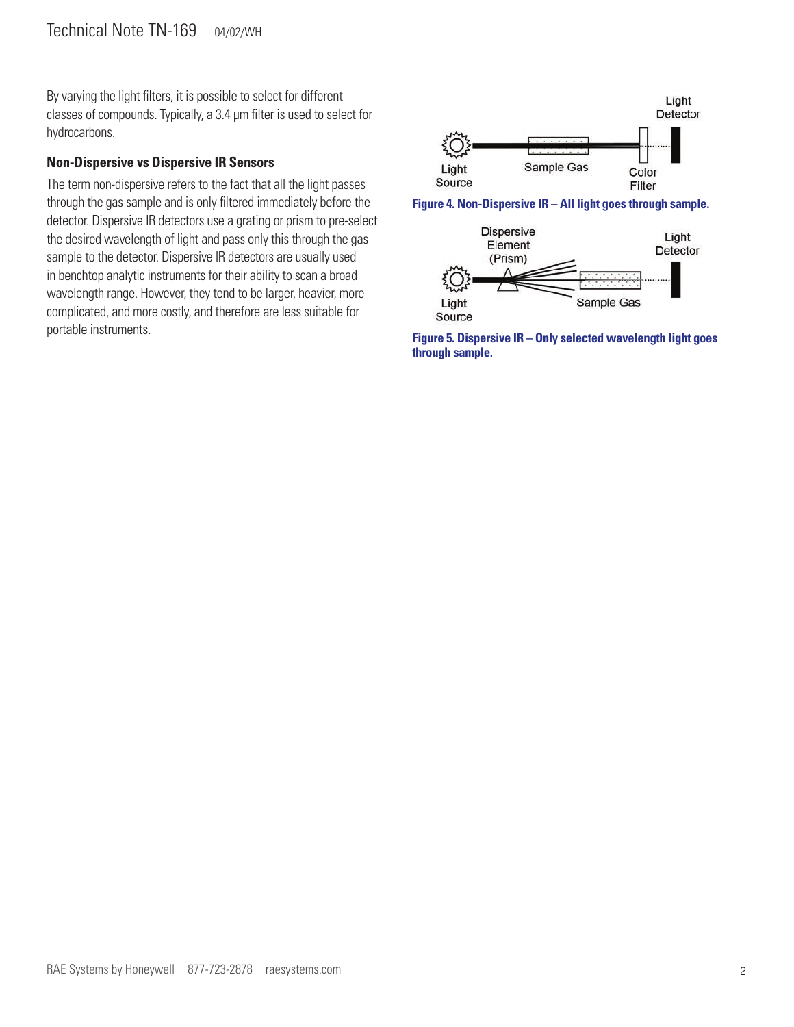By varying the light filters, it is possible to select for different classes of compounds. Typically, a 3.4 µm filter is used to select for hydrocarbons.

### Non-Dispersive vs Dispersive IR Sensors

The term non-dispersive refers to the fact that all the light passes through the gas sample and is only filtered immediately before the detector. Dispersive IR detectors use a grating or prism to pre-select the desired wavelength of light and pass only this through the gas sample to the detector. Dispersive IR detectors are usually used in benchtop analytic instruments for their ability to scan a broad wavelength range. However, they tend to be larger, heavier, more complicated, and more costly, and therefore are less suitable for portable instruments.

Light Detector
Light Source
Sample Gas
Color Filter

**Figure 4. Non-Dispersive IR – All light goes through sample.**

Dispersive Element (Prism)
Light Detector
Light Source
Sample Gas

**Figure 5. Dispersive IR – Only selected wavelength light goes through sample.**